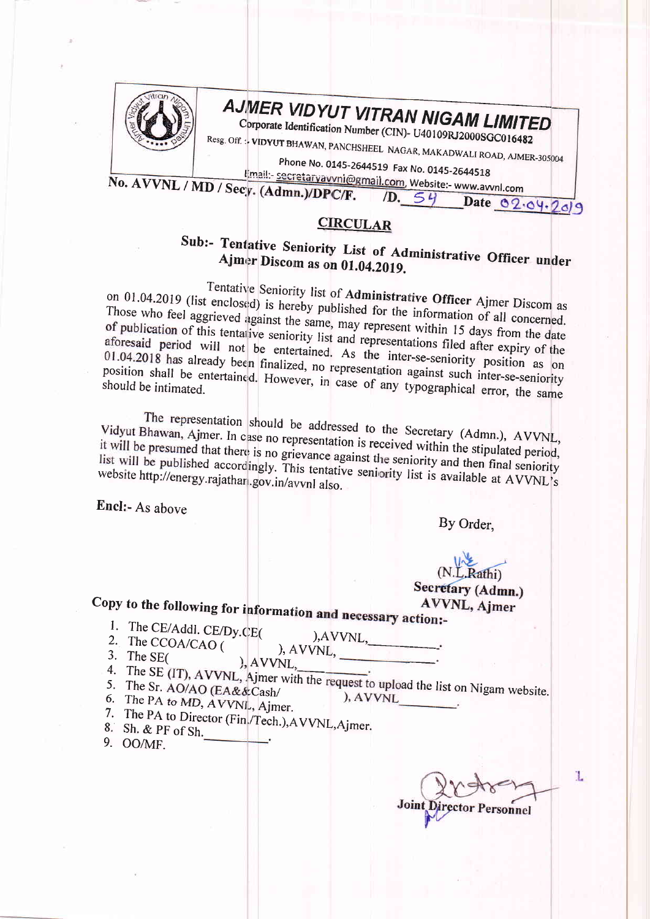# AJMER VIDYUT VITRAN NIGAM LIMITED

Corporate Identification Number (CIN)- U40109RJ2000SGC016482

Resg. Off. :- VIDYUT BHAWAN, PANCHSHEEL NAGAR, MAKADWALI ROAD, AJMER-305004

Phone No. 0145-2644519 Fax No. 0145-2644518

Email:- secretaryavvnl@gmail.com, Website:- www.avvnl.com

No. AVVNL / MD / Secy. (Admn.)/DPC/F. /D. 54 Date 02.04.2019

## CIRCULAR

### Sub:- Tentative Seniority List of Administrative Officer under Ajmer Discom as on 01.04.2019.

Tentative Seniority list of **Administrative Officer** Ajmer Discom as on 01.04.2019 (list enclosed) is hereby published for the information of all concerned. Those who feel aggrieved against the same, may represent within 15 days from the date of publication of this tentative seniority list and representations filed after expiry of the aforesaid period will not be entertained. As the inter-se-seniority position as on 01.04.2018 has already been finalized, no representation against such inter-se-seniority position shall be entertained. However, in case of any typographical error, the same should be intimated.

The representation should be addressed to the Secretary (Admn.), AVVNL, Vidyut Bhawan, Ajmer. In case no representation is received within the stipulated period, it will be presumed that there is no grievance against the seniority and then final seniority list will be published accordingly. This tentative seniority list is available at AVVNL's website http://energy.rajathan.gov.in/avvnl also.

Encl:- As above

By Order,

(N.L.Rathi)
**Secretary (Admn.)**
**AVVNL, Ajmer**

**Copy to the following for information and necessary action:-**

1. The CE/Addl. CE/Dy.CE( ),AVVNL,\_\_\_\_\_\_\_\_.
2. The CCOA/CAO ( ), AVVNL, \_\_\_\_\_\_\_\_.
3. The SE( ), AVVNL,\_\_\_\_\_\_\_\_.
4. The SE (IT), AVVNL, Ajmer with the request to upload the list on Nigam website.
5. The Sr. AO/AO (EA&&Cash/ ), AVVNL\_\_\_\_\_\_\_\_.
6. The PA to MD, AVVNL, Ajmer.
7. The PA to Director (Fin./Tech.),AVVNL,Ajmer.
8. Sh. & PF of Sh.\_\_\_\_\_\_\_\_.
9. OO/MF.

**Joint Director Personnel**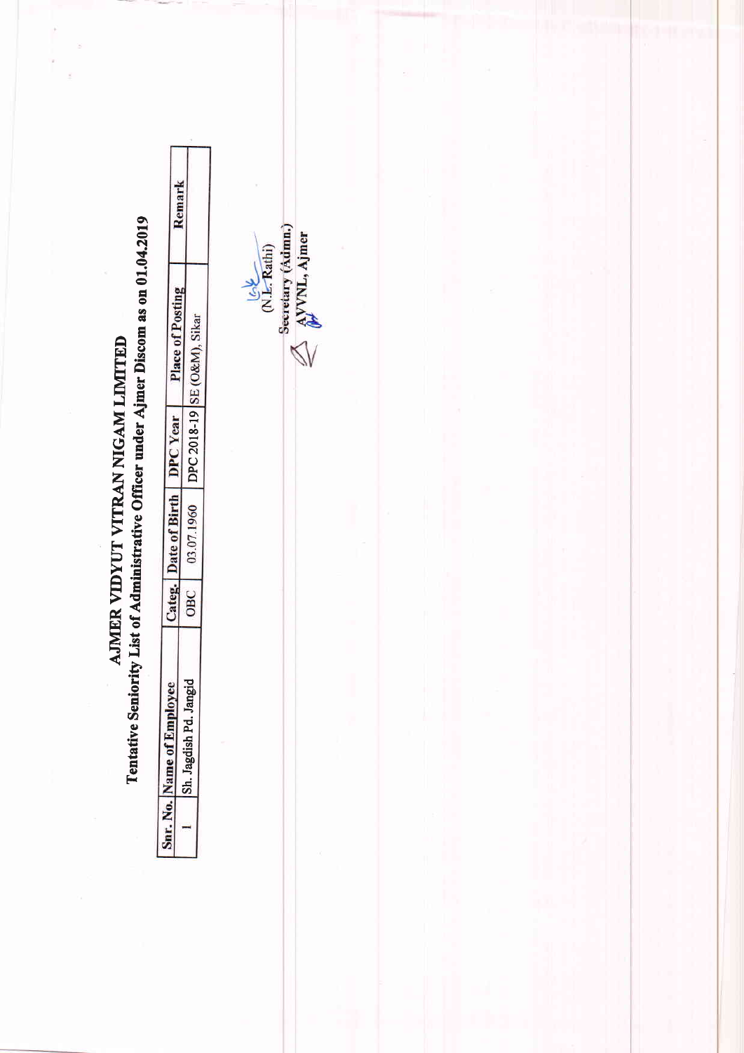# AJMER VIDYUT VITRAN NIGAM LIMITED

## Tentative Seniority List of Administrative Officer under Ajmer Discom as on 01.04.2019

| Snr. No. | Name of Employee | Categ. | Date of Birth | DPC Year | Place of Posting | Remark |
|---|---|---|---|---|---|---|
| 1 | Sh. Jagdish Pd. Jangid | OBC | 03.07.1960 | DPC 2018-19 | SE (O&M), Sikar | |

(N.L. Rathi)
Secretary (Admn.)
AVVNL, Ajmer